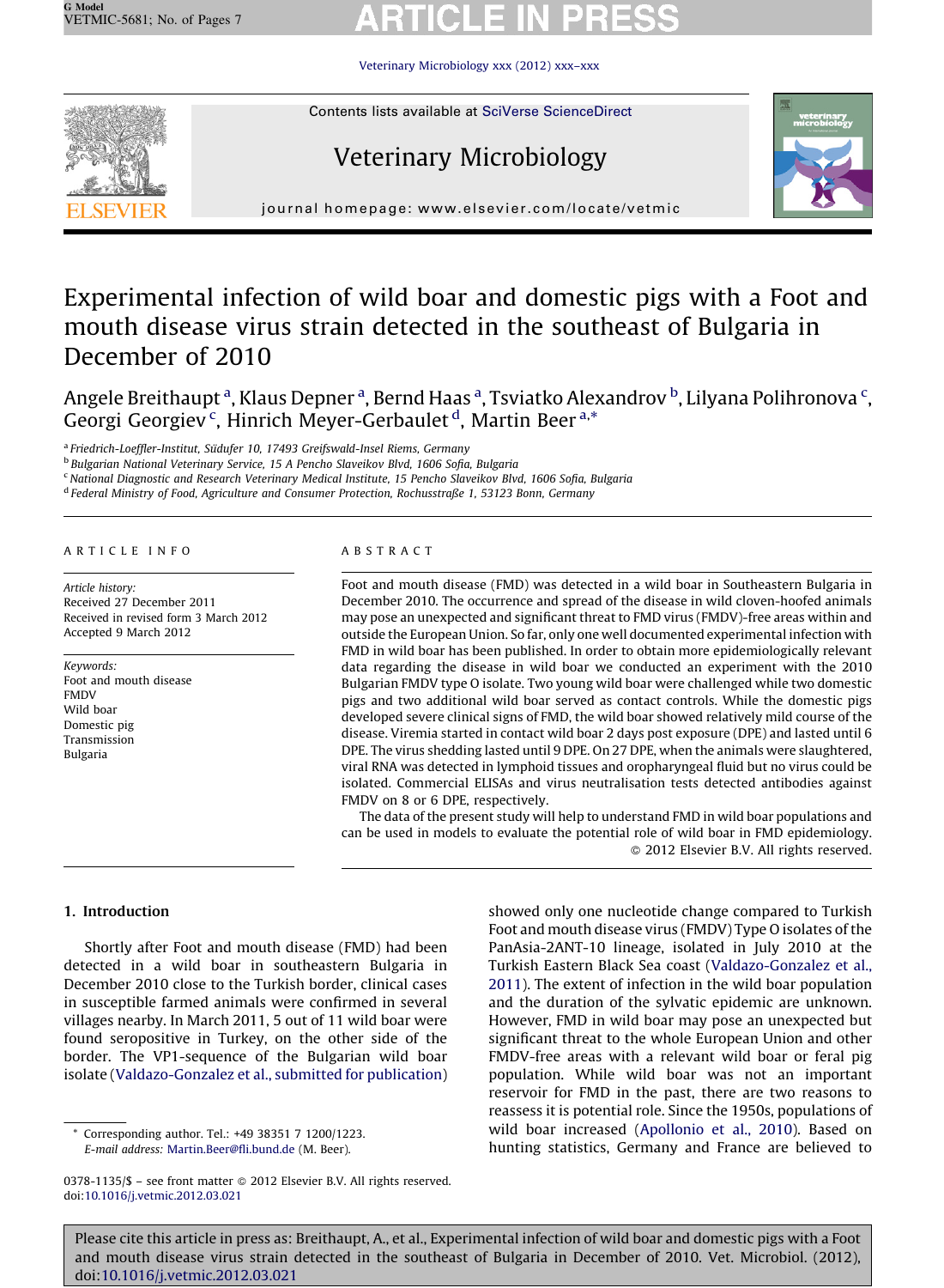# Experimental infection of wild boar and domestic pigs with a Foot and mouth disease virus strain detected in the southeast of Bulgaria in December of 2010

Angele Breithaupt [a], Klaus Depner [a], Bernd Haas [a], Tsviatko Alexandrov [b], Lilyana Polihronova [c], Georgi Georgiev [c], Hinrich Meyer-Gerbaulet [d], Martin Beer [a,*]

[a] Friedrich-Loeffler-Institut, Südufer 10, 17493 Greifswald-Insel Riems, Germany
[b] Bulgarian National Veterinary Service, 15 A Pencho Slaveikov Blvd, 1606 Sofia, Bulgaria
[c] National Diagnostic and Research Veterinary Medical Institute, 15 Pencho Slaveikov Blvd, 1606 Sofia, Bulgaria
[d] Federal Ministry of Food, Agriculture and Consumer Protection, Rochusstraße 1, 53123 Bonn, Germany

## ARTICLE INFO

*Article history:*
Received 27 December 2011
Received in revised form 3 March 2012
Accepted 9 March 2012

*Keywords:*
Foot and mouth disease
FMDV
Wild boar
Domestic pig
Transmission
Bulgaria

## ABSTRACT

Foot and mouth disease (FMD) was detected in a wild boar in Southeastern Bulgaria in December 2010. The occurrence and spread of the disease in wild cloven-hoofed animals may pose an unexpected and significant threat to FMD virus (FMDV)-free areas within and outside the European Union. So far, only one well documented experimental infection with FMD in wild boar has been published. In order to obtain more epidemiologically relevant data regarding the disease in wild boar we conducted an experiment with the 2010 Bulgarian FMDV type O isolate. Two young wild boar were challenged while two domestic pigs and two additional wild boar served as contact controls. While the domestic pigs developed severe clinical signs of FMD, the wild boar showed relatively mild course of the disease. Viremia started in contact wild boar 2 days post exposure (DPE) and lasted until 6 DPE. The virus shedding lasted until 9 DPE. On 27 DPE, when the animals were slaughtered, viral RNA was detected in lymphoid tissues and oropharyngeal fluid but no virus could be isolated. Commercial ELISAs and virus neutralisation tests detected antibodies against FMDV on 8 or 6 DPE, respectively.

The data of the present study will help to understand FMD in wild boar populations and can be used in models to evaluate the potential role of wild boar in FMD epidemiology.

© 2012 Elsevier B.V. All rights reserved.

## 1. Introduction

Shortly after Foot and mouth disease (FMD) had been detected in a wild boar in southeastern Bulgaria in December 2010 close to the Turkish border, clinical cases in susceptible farmed animals were confirmed in several villages nearby. In March 2011, 5 out of 11 wild boar were found seropositive in Turkey, on the other side of the border. The VP1-sequence of the Bulgarian wild boar isolate (Valdazo-Gonzalez et al., submitted for publication) showed only one nucleotide change compared to Turkish Foot and mouth disease virus (FMDV) Type O isolates of the PanAsia-2ANT-10 lineage, isolated in July 2010 at the Turkish Eastern Black Sea coast (Valdazo-Gonzalez et al., 2011). The extent of infection in the wild boar population and the duration of the sylvatic epidemic are unknown. However, FMD in wild boar may pose an unexpected but significant threat to the whole European Union and other FMDV-free areas with a relevant wild boar or feral pig population. While wild boar was not an important reservoir for FMD in the past, there are two reasons to reassess it is potential role. Since the 1950s, populations of wild boar increased (Apollonio et al., 2010). Based on hunting statistics, Germany and France are believed to

* Corresponding author. Tel.: +49 38351 7 1200/1223.
*E-mail address:* Martin.Beer@fli.bund.de (M. Beer).

0378-1135/$ – see front matter © 2012 Elsevier B.V. All rights reserved.
doi:10.1016/j.vetmic.2012.03.021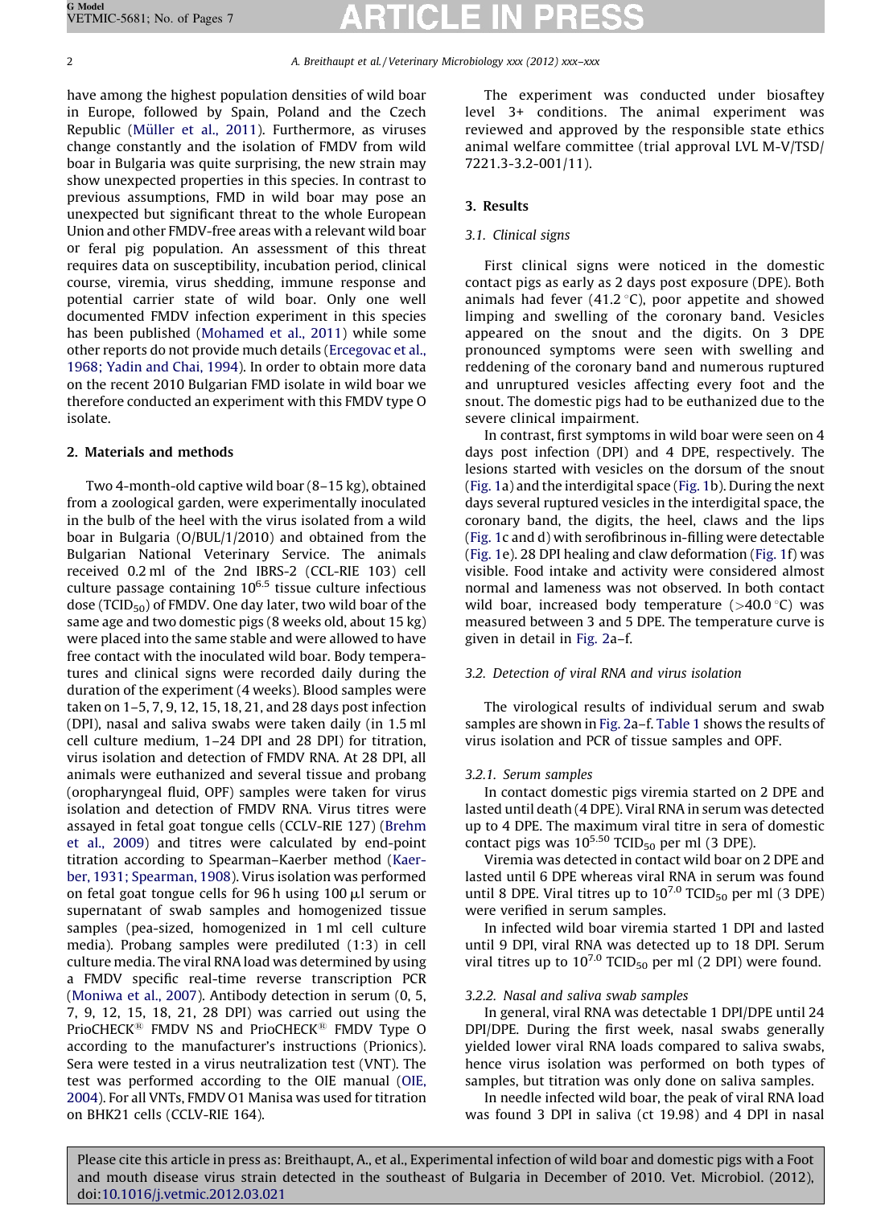have among the highest population densities of wild boar in Europe, followed by Spain, Poland and the Czech Republic (Müller et al., 2011). Furthermore, as viruses change constantly and the isolation of FMDV from wild boar in Bulgaria was quite surprising, the new strain may show unexpected properties in this species. In contrast to previous assumptions, FMD in wild boar may pose an unexpected but significant threat to the whole European Union and other FMDV-free areas with a relevant wild boar or feral pig population. An assessment of this threat requires data on susceptibility, incubation period, clinical course, viremia, virus shedding, immune response and potential carrier state of wild boar. Only one well documented FMDV infection experiment in this species has been published (Mohamed et al., 2011) while some other reports do not provide much details (Ercegovac et al., 1968; Yadin and Chai, 1994). In order to obtain more data on the recent 2010 Bulgarian FMD isolate in wild boar we therefore conducted an experiment with this FMDV type O isolate.

## 2. Materials and methods

Two 4-month-old captive wild boar (8–15 kg), obtained from a zoological garden, were experimentally inoculated in the bulb of the heel with the virus isolated from a wild boar in Bulgaria (O/BUL/1/2010) and obtained from the Bulgarian National Veterinary Service. The animals received 0.2 ml of the 2nd IBRS-2 (CCL-RIE 103) cell culture passage containing $10^{6.5}$ tissue culture infectious dose ($TCID_{50}$) of FMDV. One day later, two wild boar of the same age and two domestic pigs (8 weeks old, about 15 kg) were placed into the same stable and were allowed to have free contact with the inoculated wild boar. Body temperatures and clinical signs were recorded daily during the duration of the experiment (4 weeks). Blood samples were taken on 1–5, 7, 9, 12, 15, 18, 21, and 28 days post infection (DPI), nasal and saliva swabs were taken daily (in 1.5 ml cell culture medium, 1–24 DPI and 28 DPI) for titration, virus isolation and detection of FMDV RNA. At 28 DPI, all animals were euthanized and several tissue and probang (oropharyngeal fluid, OPF) samples were taken for virus isolation and detection of FMDV RNA. Virus titres were assayed in fetal goat tongue cells (CCLV-RIE 127) (Brehm et al., 2009) and titres were calculated by end-point titration according to Spearman–Kaerber method (Kaerber, 1931; Spearman, 1908). Virus isolation was performed on fetal goat tongue cells for 96 h using 100 μl serum or supernatant of swab samples and homogenized tissue samples (pea-sized, homogenized in 1 ml cell culture media). Probang samples were prediluted (1:3) in cell culture media. The viral RNA load was determined by using a FMDV specific real-time reverse transcription PCR (Moniwa et al., 2007). Antibody detection in serum (0, 5, 7, 9, 12, 15, 18, 21, 28 DPI) was carried out using the PrioCHECK® FMDV NS and PrioCHECK® FMDV Type O according to the manufacturer's instructions (Prionics). Sera were tested in a virus neutralization test (VNT). The test was performed according to the OIE manual (OIE, 2004). For all VNTs, FMDV O1 Manisa was used for titration on BHK21 cells (CCLV-RIE 164).

The experiment was conducted under biosaftey level 3+ conditions. The animal experiment was reviewed and approved by the responsible state ethics animal welfare committee (trial approval LVL M-V/TSD/7221.3-3.2-001/11).

## 3. Results

### 3.1. Clinical signs

First clinical signs were noticed in the domestic contact pigs as early as 2 days post exposure (DPE). Both animals had fever (41.2 °C), poor appetite and showed limping and swelling of the coronary band. Vesicles appeared on the snout and the digits. On 3 DPE pronounced symptoms were seen with swelling and reddening of the coronary band and numerous ruptured and unruptured vesicles affecting every foot and the snout. The domestic pigs had to be euthanized due to the severe clinical impairment.

In contrast, first symptoms in wild boar were seen on 4 days post infection (DPI) and 4 DPE, respectively. The lesions started with vesicles on the dorsum of the snout (Fig. 1a) and the interdigital space (Fig. 1b). During the next days several ruptured vesicles in the interdigital space, the coronary band, the digits, the heel, claws and the lips (Fig. 1c and d) with serofibrinous in-filling were detectable (Fig. 1e). 28 DPI healing and claw deformation (Fig. 1f) was visible. Food intake and activity were considered almost normal and lameness was not observed. In both contact wild boar, increased body temperature (>40.0 °C) was measured between 3 and 5 DPE. The temperature curve is given in detail in Fig. 2a–f.

### 3.2. Detection of viral RNA and virus isolation

The virological results of individual serum and swab samples are shown in Fig. 2a–f. Table 1 shows the results of virus isolation and PCR of tissue samples and OPF.

#### 3.2.1. Serum samples

In contact domestic pigs viremia started on 2 DPE and lasted until death (4 DPE). Viral RNA in serum was detected up to 4 DPE. The maximum viral titre in sera of domestic contact pigs was $10^{5.50}$ $TCID_{50}$ per ml (3 DPE).

Viremia was detected in contact wild boar on 2 DPE and lasted until 6 DPE whereas viral RNA in serum was found until 8 DPE. Viral titres up to $10^{7.0}$ $TCID_{50}$ per ml (3 DPE) were verified in serum samples.

In infected wild boar viremia started 1 DPI and lasted until 9 DPI, viral RNA was detected up to 18 DPI. Serum viral titres up to $10^{7.0}$ $TCID_{50}$ per ml (2 DPI) were found.

#### 3.2.2. Nasal and saliva swab samples

In general, viral RNA was detectable 1 DPI/DPE until 24 DPI/DPE. During the first week, nasal swabs generally yielded lower viral RNA loads compared to saliva swabs, hence virus isolation was performed on both types of samples, but titration was only done on saliva samples.

In needle infected wild boar, the peak of viral RNA load was found 3 DPI in saliva (ct 19.98) and 4 DPI in nasal

Please cite this article in press as: Breithaupt, A., et al., Experimental infection of wild boar and domestic pigs with a Foot and mouth disease virus strain detected in the southeast of Bulgaria in December of 2010. Vet. Microbiol. (2012), doi:10.1016/j.vetmic.2012.03.021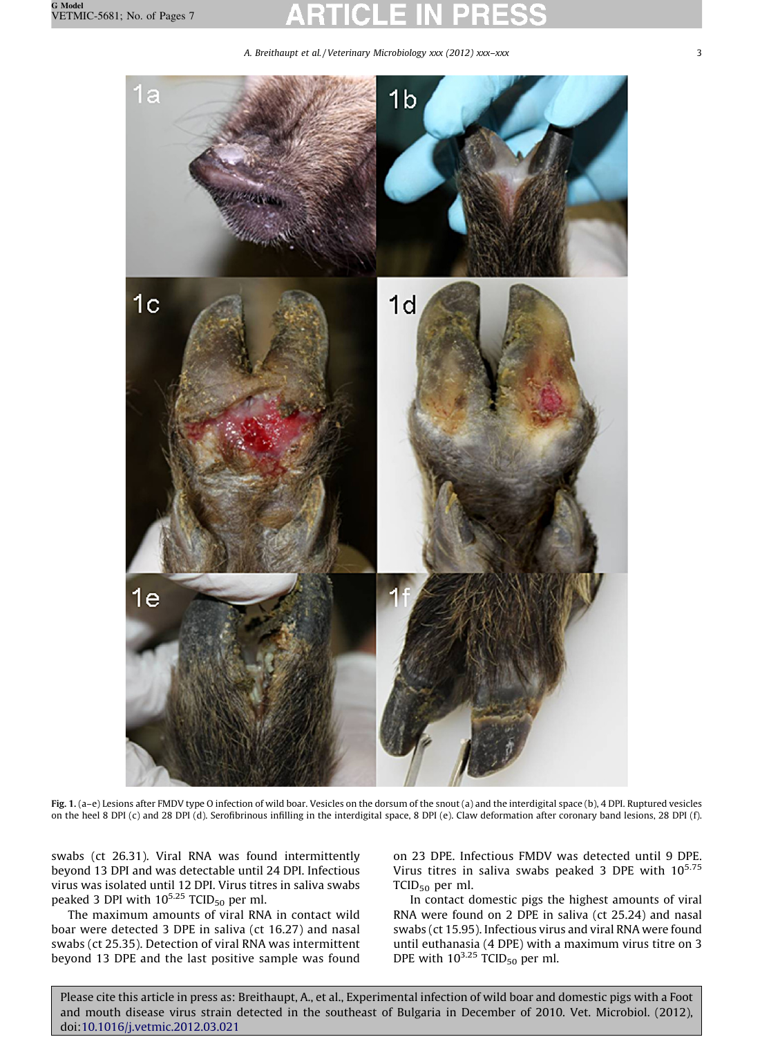Fig. 1. (a–e) Lesions after FMDV type O infection of wild boar. Vesicles on the dorsum of the snout (a) and the interdigital space (b), 4 DPI. Ruptured vesicles on the heel 8 DPI (c) and 28 DPI (d). Serofibrinous infilling in the interdigital space, 8 DPI (e). Claw deformation after coronary band lesions, 28 DPI (f).

swabs (ct 26.31). Viral RNA was found intermittently beyond 13 DPI and was detectable until 24 DPI. Infectious virus was isolated until 12 DPI. Virus titres in saliva swabs peaked 3 DPI with $10^{5.25}$ $TCID_{50}$ per ml.

The maximum amounts of viral RNA in contact wild boar were detected 3 DPE in saliva (ct 16.27) and nasal swabs (ct 25.35). Detection of viral RNA was intermittent beyond 13 DPE and the last positive sample was found on 23 DPE. Infectious FMDV was detected until 9 DPE. Virus titres in saliva swabs peaked 3 DPE with $10^{5.75}$ $TCID_{50}$ per ml.

In contact domestic pigs the highest amounts of viral RNA were found on 2 DPE in saliva (ct 25.24) and nasal swabs (ct 15.95). Infectious virus and viral RNA were found until euthanasia (4 DPE) with a maximum virus titre on 3 DPE with $10^{3.25}$ $TCID_{50}$ per ml.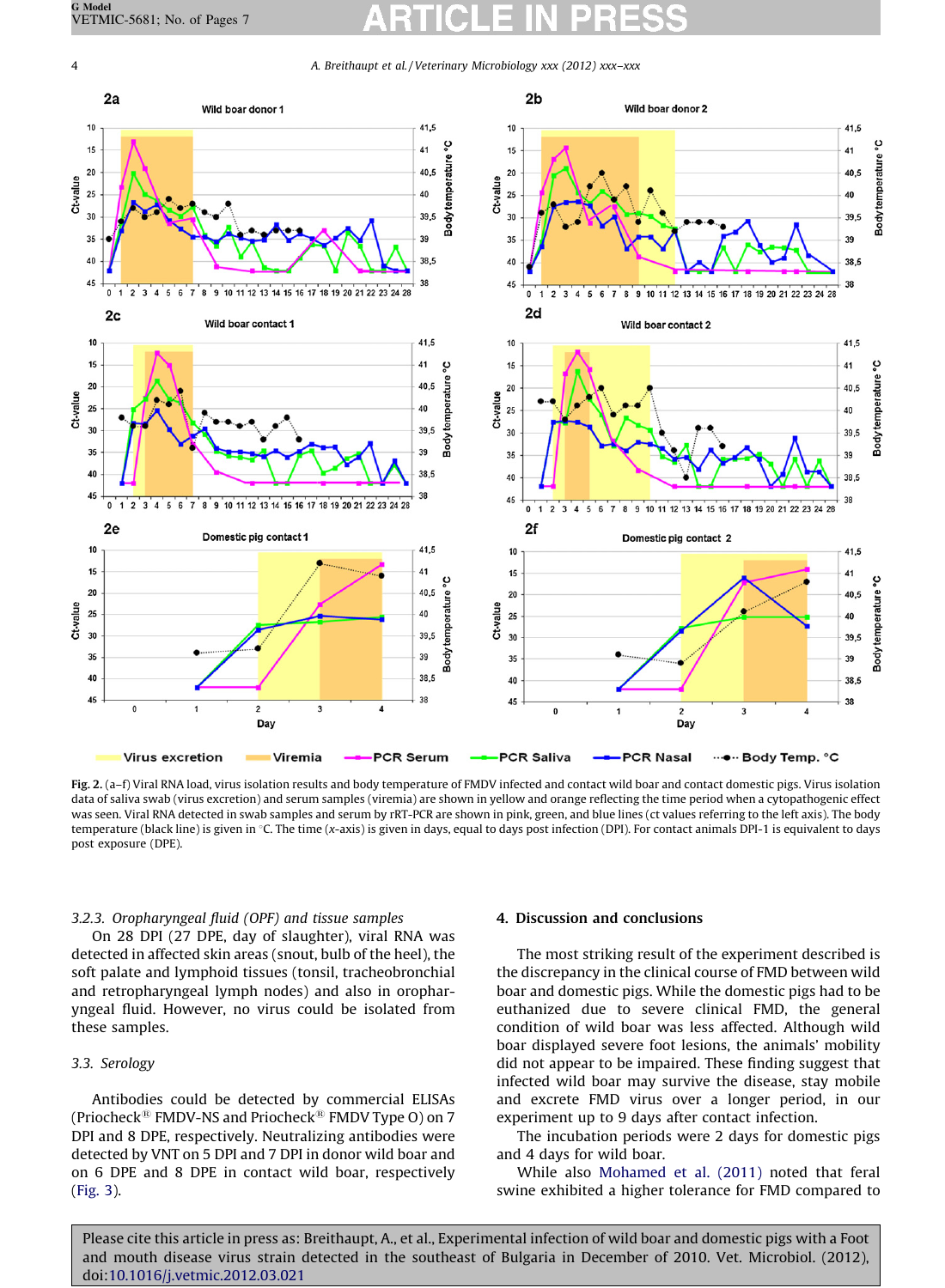Fig. 2. (a–f) Viral RNA load, virus isolation results and body temperature of FMDV infected and contact wild boar and contact domestic pigs. Virus isolation data of saliva swab (virus excretion) and serum samples (viremia) are shown in yellow and orange reflecting the time period when a cytopathogenic effect was seen. Viral RNA detected in swab samples and serum by rRT-PCR are shown in pink, green, and blue lines (ct values referring to the left axis). The body temperature (black line) is given in °C. The time (*x*-axis) is given in days, equal to days post infection (DPI). For contact animals DPI-1 is equivalent to days post exposure (DPE).

### 3.2.3. Oropharyngeal fluid (OPF) and tissue samples

On 28 DPI (27 DPE, day of slaughter), viral RNA was detected in affected skin areas (snout, bulb of the heel), the soft palate and lymphoid tissues (tonsil, tracheobronchial and retropharyngeal lymph nodes) and also in oropharyngeal fluid. However, no virus could be isolated from these samples.

### 3.3. Serology

Antibodies could be detected by commercial ELISAs (Priocheck® FMDV-NS and Priocheck® FMDV Type O) on 7 DPI and 8 DPE, respectively. Neutralizing antibodies were detected by VNT on 5 DPI and 7 DPI in donor wild boar and on 6 DPE and 8 DPE in contact wild boar, respectively (Fig. 3).

## 4. Discussion and conclusions

The most striking result of the experiment described is the discrepancy in the clinical course of FMD between wild boar and domestic pigs. While the domestic pigs had to be euthanized due to severe clinical FMD, the general condition of wild boar was less affected. Although wild boar displayed severe foot lesions, the animals' mobility did not appear to be impaired. These finding suggest that infected wild boar may survive the disease, stay mobile and excrete FMD virus over a longer period, in our experiment up to 9 days after contact infection.

The incubation periods were 2 days for domestic pigs and 4 days for wild boar.

While also Mohamed et al. (2011) noted that feral swine exhibited a higher tolerance for FMD compared to

Please cite this article in press as: Breithaupt, A., et al., Experimental infection of wild boar and domestic pigs with a Foot and mouth disease virus strain detected in the southeast of Bulgaria in December of 2010. Vet. Microbiol. (2012), doi:10.1016/j.vetmic.2012.03.021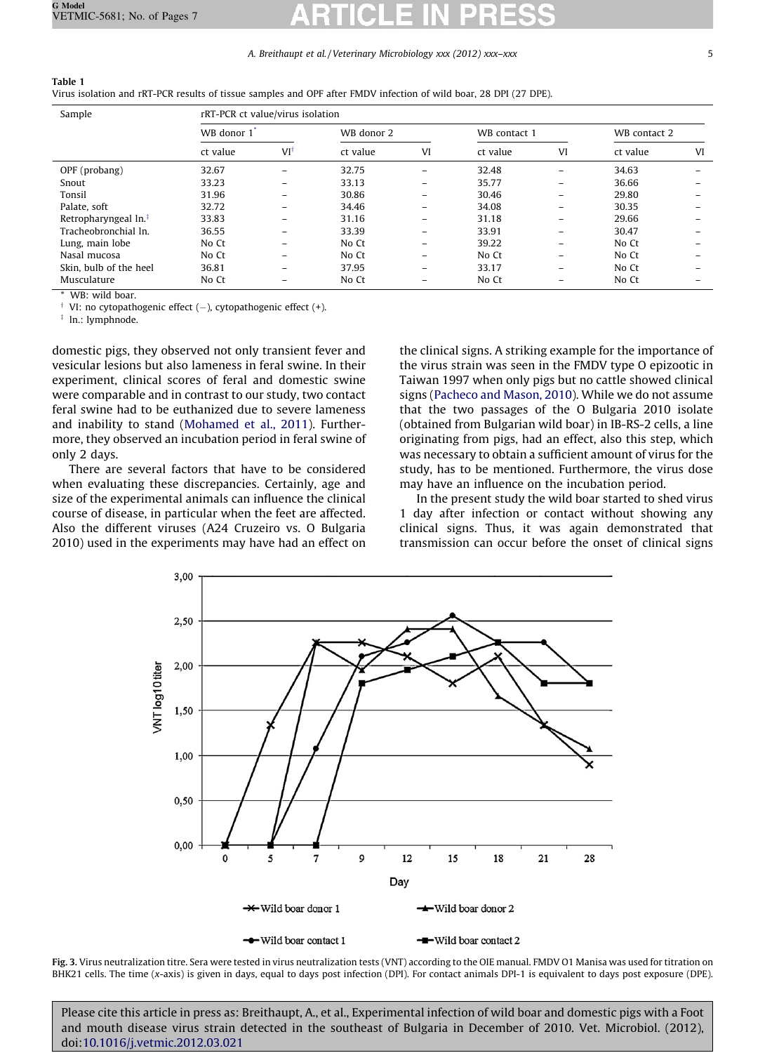**Table 1**
Virus isolation and rRT-PCR results of tissue samples and OPF after FMDV infection of wild boar, 28 DPI (27 DPE).

| Sample | rRT-PCR ct value/virus isolation | | | | | | | |
|---|---|---|---|---|---|---|---|---|
| | WB donor 1[*] | | WB donor 2 | | WB contact 1 | | WB contact 2 | |
| | ct value | VI[†] | ct value | VI | ct value | VI | ct value | VI |
| OPF (probang) | 32.67 | – | 32.75 | – | 32.48 | – | 34.63 | – |
| Snout | 33.23 | – | 33.13 | – | 35.77 | – | 36.66 | – |
| Tonsil | 31.96 | – | 30.86 | – | 30.46 | – | 29.80 | – |
| Palate, soft | 32.72 | – | 34.46 | – | 34.08 | – | 30.35 | – |
| Retropharyngeal ln.[‡] | 33.83 | – | 31.16 | – | 31.18 | – | 29.66 | – |
| Tracheobronchial ln. | 36.55 | – | 33.39 | – | 33.91 | – | 30.47 | – |
| Lung, main lobe | No Ct | – | No Ct | – | 39.22 | – | No Ct | – |
| Nasal mucosa | No Ct | – | No Ct | – | No Ct | – | No Ct | – |
| Skin, bulb of the heel | 36.81 | – | 37.95 | – | 33.17 | – | No Ct | – |
| Musculature | No Ct | – | No Ct | – | No Ct | – | No Ct | – |

[*] WB: wild boar.
[†] VI: no cytopathogenic effect (–), cytopathogenic effect (+).
[‡] ln.: lymphnode.

domestic pigs, they observed not only transient fever and vesicular lesions but also lameness in feral swine. In their experiment, clinical scores of feral and domestic swine were comparable and in contrast to our study, two contact feral swine had to be euthanized due to severe lameness and inability to stand (Mohamed et al., 2011). Furthermore, they observed an incubation period in feral swine of only 2 days.

There are several factors that have to be considered when evaluating these discrepancies. Certainly, age and size of the experimental animals can influence the clinical course of disease, in particular when the feet are affected. Also the different viruses (A24 Cruzeiro vs. O Bulgaria 2010) used in the experiments may have had an effect on the clinical signs. A striking example for the importance of the virus strain was seen in the FMDV type O epizootic in Taiwan 1997 when only pigs but no cattle showed clinical signs (Pacheco and Mason, 2010). While we do not assume that the two passages of the O Bulgaria 2010 isolate (obtained from Bulgarian wild boar) in IB-RS-2 cells, a line originating from pigs, had an effect, also this step, which was necessary to obtain a sufficient amount of virus for the study, has to be mentioned. Furthermore, the virus dose may have an influence on the incubation period.

In the present study the wild boar started to shed virus 1 day after infection or contact without showing any clinical signs. Thus, it was again demonstrated that transmission can occur before the onset of clinical signs

**Fig. 3.** Virus neutralization titre. Sera were tested in virus neutralization tests (VNT) according to the OIE manual. FMDV O1 Manisa was used for titration on BHK21 cells. The time (x-axis) is given in days, equal to days post infection (DPI). For contact animals DPI-1 is equivalent to days post exposure (DPE).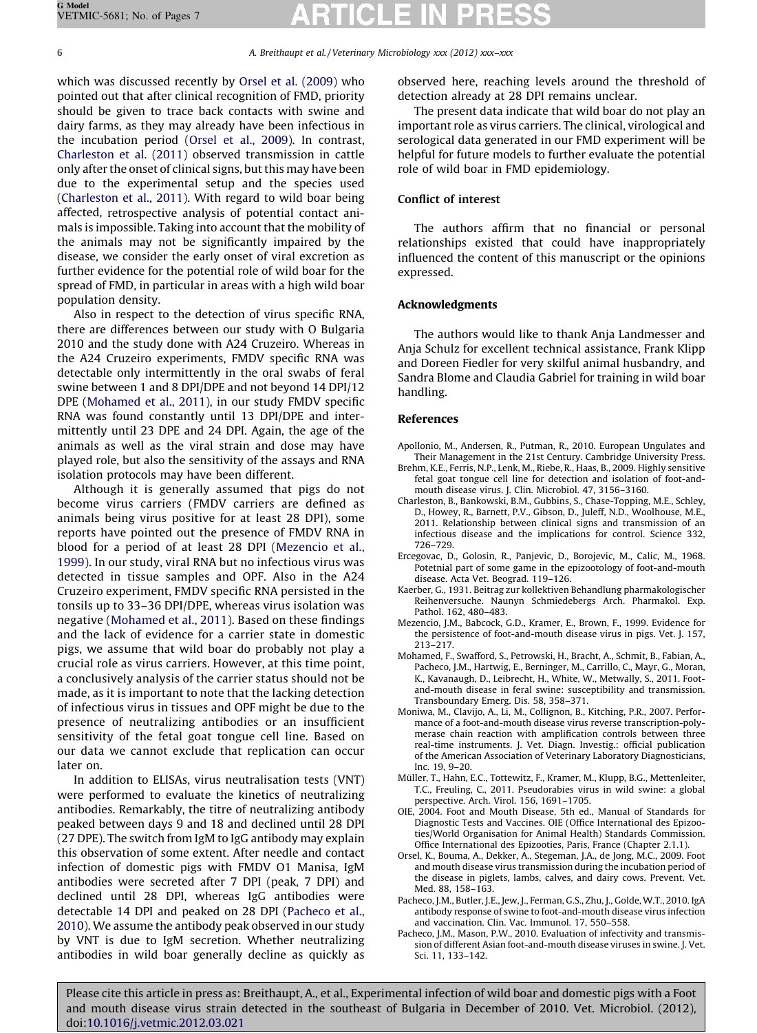which was discussed recently by Orsel et al. (2009) who pointed out that after clinical recognition of FMD, priority should be given to trace back contacts with swine and dairy farms, as they may already have been infectious in the incubation period (Orsel et al., 2009). In contrast, Charleston et al. (2011) observed transmission in cattle only after the onset of clinical signs, but this may have been due to the experimental setup and the species used (Charleston et al., 2011). With regard to wild boar being affected, retrospective analysis of potential contact animals is impossible. Taking into account that the mobility of the animals may not be significantly impaired by the disease, we consider the early onset of viral excretion as further evidence for the potential role of wild boar for the spread of FMD, in particular in areas with a high wild boar population density.

Also in respect to the detection of virus specific RNA, there are differences between our study with O Bulgaria 2010 and the study done with A24 Cruzeiro. Whereas in the A24 Cruzeiro experiments, FMDV specific RNA was detectable only intermittently in the oral swabs of feral swine between 1 and 8 DPI/DPE and not beyond 14 DPI/12 DPE (Mohamed et al., 2011), in our study FMDV specific RNA was found constantly until 13 DPI/DPE and intermittently until 23 DPE and 24 DPI. Again, the age of the animals as well as the viral strain and dose may have played role, but also the sensitivity of the assays and RNA isolation protocols may have been different.

Although it is generally assumed that pigs do not become virus carriers (FMDV carriers are defined as animals being virus positive for at least 28 DPI), some reports have pointed out the presence of FMDV RNA in blood for a period of at least 28 DPI (Mezencio et al., 1999). In our study, viral RNA but no infectious virus was detected in tissue samples and OPF. Also in the A24 Cruzeiro experiment, FMDV specific RNA persisted in the tonsils up to 33–36 DPI/DPE, whereas virus isolation was negative (Mohamed et al., 2011). Based on these findings and the lack of evidence for a carrier state in domestic pigs, we assume that wild boar do probably not play a crucial role as virus carriers. However, at this time point, a conclusively analysis of the carrier status should not be made, as it is important to note that the lacking detection of infectious virus in tissues and OPF might be due to the presence of neutralizing antibodies or an insufficient sensitivity of the fetal goat tongue cell line. Based on our data we cannot exclude that replication can occur later on.

In addition to ELISAs, virus neutralisation tests (VNT) were performed to evaluate the kinetics of neutralizing antibodies. Remarkably, the titre of neutralizing antibody peaked between days 9 and 18 and declined until 28 DPI (27 DPE). The switch from IgM to IgG antibody may explain this observation of some extent. After needle and contact infection of domestic pigs with FMDV O1 Manisa, IgM antibodies were secreted after 7 DPI (peak, 7 DPI) and declined until 28 DPI, whereas IgG antibodies were detectable 14 DPI and peaked on 28 DPI (Pacheco et al., 2010). We assume the antibody peak observed in our study by VNT is due to IgM secretion. Whether neutralizing antibodies in wild boar generally decline as quickly as observed here, reaching levels around the threshold of detection already at 28 DPI remains unclear.

The present data indicate that wild boar do not play an important role as virus carriers. The clinical, virological and serological data generated in our FMD experiment will be helpful for future models to further evaluate the potential role of wild boar in FMD epidemiology.

## Conflict of interest

The authors affirm that no financial or personal relationships existed that could have inappropriately influenced the content of this manuscript or the opinions expressed.

## Acknowledgments

The authors would like to thank Anja Landmesser and Anja Schulz for excellent technical assistance, Frank Klipp and Doreen Fiedler for very skilful animal husbandry, and Sandra Blome and Claudia Gabriel for training in wild boar handling.

## References

- Apollonio, M., Andersen, R., Putman, R., 2010. European Ungulates and Their Management in the 21st Century. Cambridge University Press.
- Brehm, K.E., Ferris, N.P., Lenk, M., Riebe, R., Haas, B., 2009. Highly sensitive fetal goat tongue cell line for detection and isolation of foot-and-mouth disease virus. J. Clin. Microbiol. 47, 3156–3160.
- Charleston, B., Bankowski, B.M., Gubbins, S., Chase-Topping, M.E., Schley, D., Howey, R., Barnett, P.V., Gibson, D., Juleff, N.D., Woolhouse, M.E., 2011. Relationship between clinical signs and transmission of an infectious disease and the implications for control. Science 332, 726–729.
- Ercegovac, D., Golosin, R., Panjevic, D., Borojevic, M., Calic, M., 1968. Potetnial part of some game in the epizootology of foot-and-mouth disease. Acta Vet. Beograd. 119–126.
- Kaerber, G., 1931. Beitrag zur kollektiven Behandlung pharmakologischer Reihenversuche. Naunyn Schmiedebergs Arch. Pharmakol. Exp. Pathol. 162, 480–483.
- Mezencio, J.M., Babcock, G.D., Kramer, E., Brown, F., 1999. Evidence for the persistence of foot-and-mouth disease virus in pigs. Vet. J. 157, 213–217.
- Mohamed, F., Swafford, S., Petrowski, H., Bracht, A., Schmit, B., Fabian, A., Pacheco, J.M., Hartwig, E., Berninger, M., Carrillo, C., Mayr, G., Moran, K., Kavanaugh, D., Leibrecht, H., White, W., Metwally, S., 2011. Foot-and-mouth disease in feral swine: susceptibility and transmission. Transboundary Emerg. Dis. 58, 358–371.
- Moniwa, M., Clavijo, A., Li, M., Collignon, B., Kitching, P.R., 2007. Performance of a foot-and-mouth disease virus reverse transcription-polymerase chain reaction with amplification controls between three real-time instruments. J. Vet. Diagn. Investig.: official publication of the American Association of Veterinary Laboratory Diagnosticians, Inc. 19, 9–20.
- Müller, T., Hahn, E.C., Tottewitz, F., Kramer, M., Klupp, B.G., Mettenleiter, T.C., Freuling, C., 2011. Pseudorabies virus in wild swine: a global perspective. Arch. Virol. 156, 1691–1705.
- OIE, 2004. Foot and Mouth Disease, 5th ed., Manual of Standards for Diagnostic Tests and Vaccines. OIE (Office International des Epizooties/World Organisation for Animal Health) Standards Commission. Office International des Epizooties, Paris, France (Chapter 2.1.1).
- Orsel, K., Bouma, A., Dekker, A., Stegeman, J.A., de Jong, M.C., 2009. Foot and mouth disease virus transmission during the incubation period of the disease in piglets, lambs, calves, and dairy cows. Prevent. Vet. Med. 88, 158–163.
- Pacheco, J.M., Butler, J.E., Jew, J., Ferman, G.S., Zhu, J., Golde, W.T., 2010. IgA antibody response of swine to foot-and-mouth disease virus infection and vaccination. Clin. Vac. Immunol. 17, 550–558.
- Pacheco, J.M., Mason, P.W., 2010. Evaluation of infectivity and transmission of different Asian foot-and-mouth disease viruses in swine. J. Vet. Sci. 11, 133–142.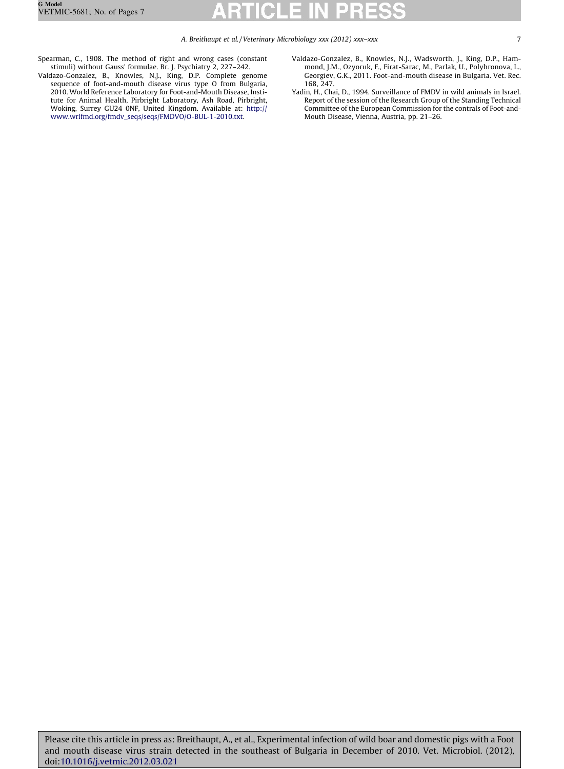Spearman, C., 1908. The method of right and wrong cases (constant stimuli) without Gauss' formulae. Br. J. Psychiatry 2, 227–242.

Valdazo-Gonzalez, B., Knowles, N.J., King, D.P. Complete genome sequence of foot-and-mouth disease virus type O from Bulgaria, 2010. World Reference Laboratory for Foot-and-Mouth Disease, Institute for Animal Health, Pirbright Laboratory, Ash Road, Pirbright, Woking, Surrey GU24 0NF, United Kingdom. Available at: http://www.wrlfmd.org/fmdv_seqs/seqs/FMDVO/O-BUL-1-2010.txt.

Valdazo-Gonzalez, B., Knowles, N.J., Wadsworth, J., King, D.P., Hammond, J.M., Ozyoruk, F., Firat-Sarac, M., Parlak, U., Polyhronova, L., Georgiev, G.K., 2011. Foot-and-mouth disease in Bulgaria. Vet. Rec. 168, 247.

Yadin, H., Chai, D., 1994. Surveillance of FMDV in wild animals in Israel. Report of the session of the Research Group of the Standing Technical Committee of the European Commission for the contrals of Foot-and-Mouth Disease, Vienna, Austria, pp. 21–26.

Please cite this article in press as: Breithaupt, A., et al., Experimental infection of wild boar and domestic pigs with a Foot and mouth disease virus strain detected in the southeast of Bulgaria in December of 2010. Vet. Microbiol. (2012), doi:10.1016/j.vetmic.2012.03.021